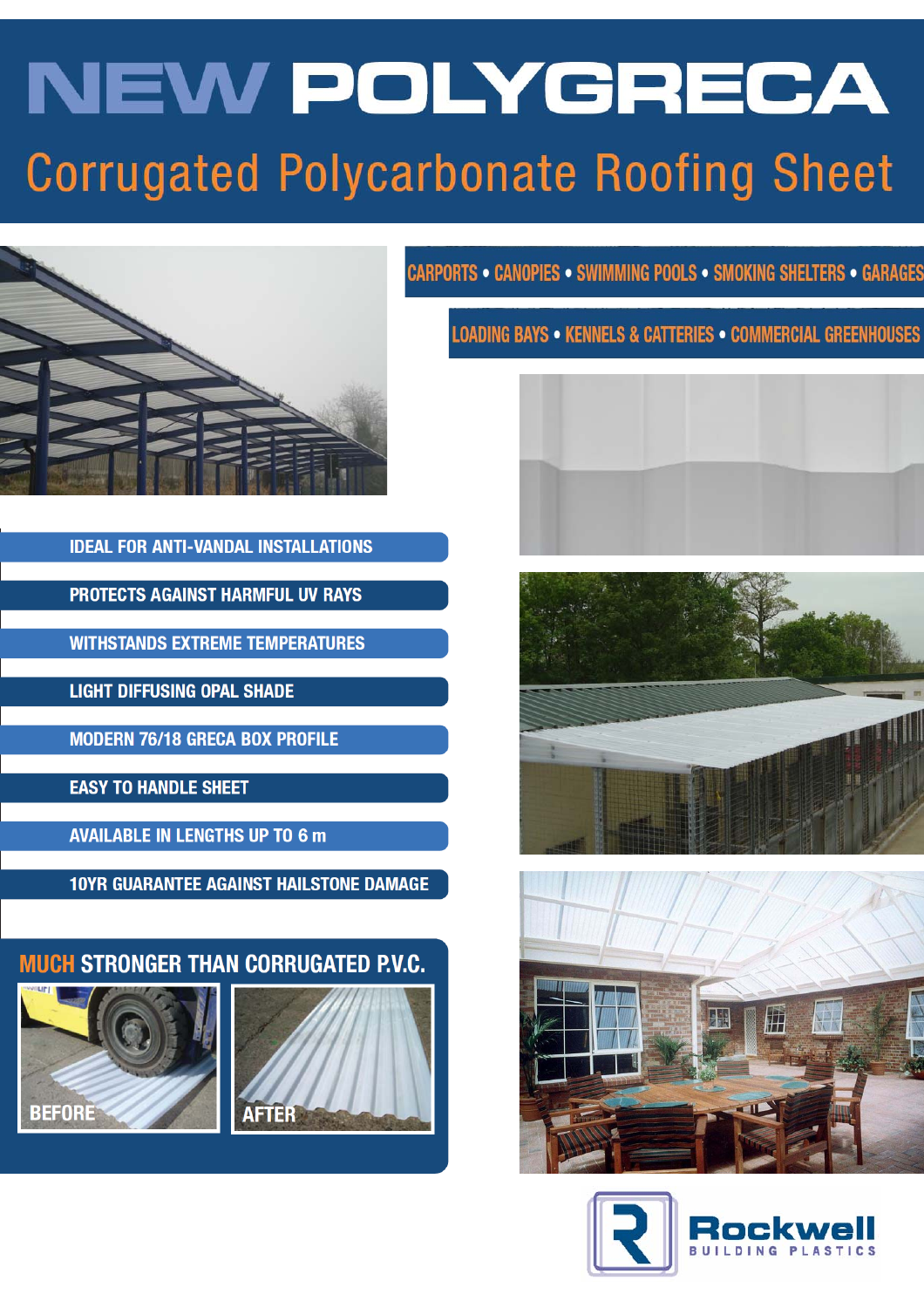# NEW POLYGRECA

## Corrugated Polycarbonate Roofing Sheet

CARPORTS • CANOPIES • SWIMMING POOLS • SMOKING SHELTERS • GARAGES

LOADING BAYS • KENNELS & CATTERIES • COMMERCIAL GREENHOUSES

- IDEAL FOR ANTI-VANDAL INSTALLATIONS
- PROTECTS AGAINST HARMFUL UV RAYS
- WITHSTANDS EXTREME TEMPERATURES
- LIGHT DIFFUSING OPAL SHADE
- MODERN 76/18 GRECA BOX PROFILE
- EASY TO HANDLE SHEET
- AVAILABLE IN LENGTHS UP TO 6 m
- 10YR GUARANTEE AGAINST HAILSTONE DAMAGE

### MUCH STRONGER THAN CORRUGATED P.V.C.

BEFORE

AFTER

Rockwell
BUILDING PLASTICS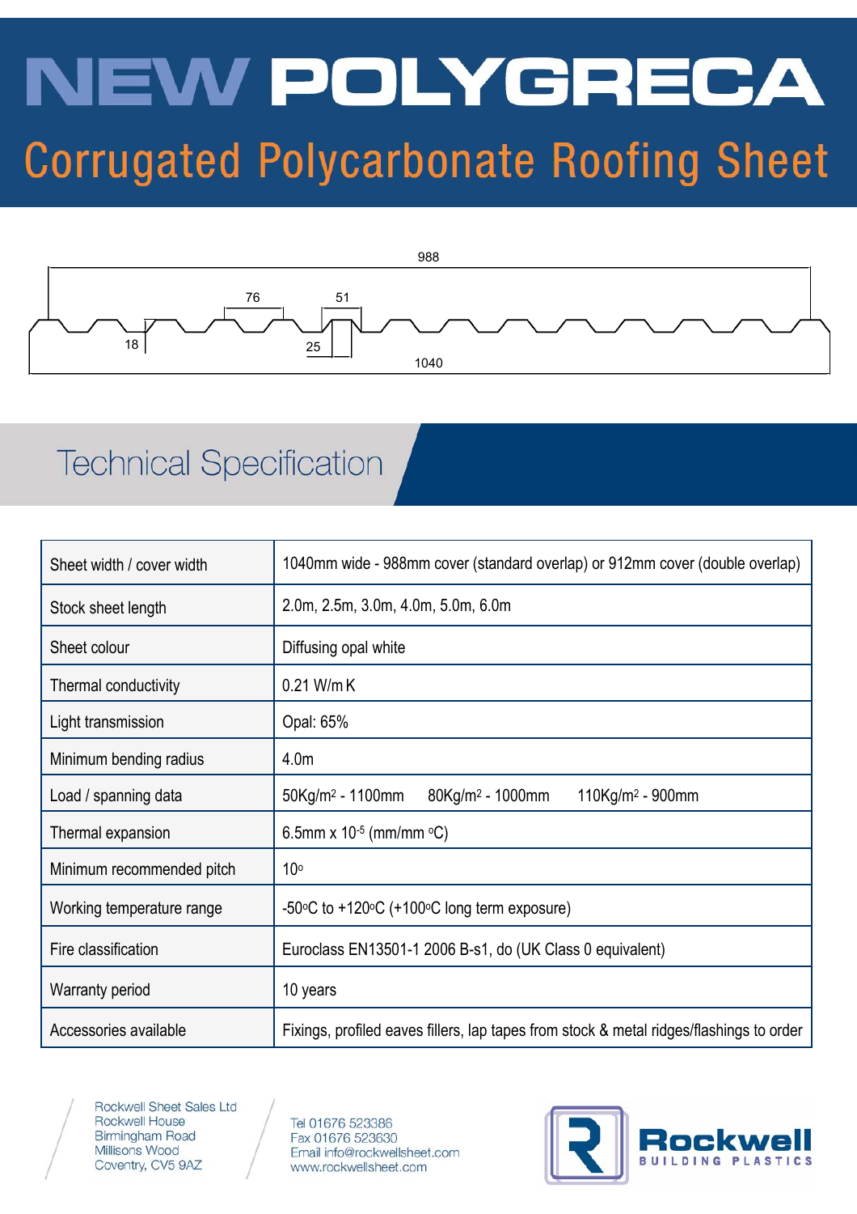# NEW POLYGRECA

## Corrugated Polycarbonate Roofing Sheet

988

76 51

18 25

1040

## Technical Specification

| Sheet width / cover width | 1040mm wide - 988mm cover (standard overlap) or 912mm cover (double overlap) |
|---|---|
| Stock sheet length | 2.0m, 2.5m, 3.0m, 4.0m, 5.0m, 6.0m |
| Sheet colour | Diffusing opal white |
| Thermal conductivity | 0.21 W/m K |
| Light transmission | Opal: 65% |
| Minimum bending radius | 4.0m |
| Load / spanning data | 50Kg/m$^2$ - 1100mm 80Kg/m$^2$ - 1000mm 110Kg/m$^2$ - 900mm |
| Thermal expansion | 6.5mm x $10^{-5}$ (mm/mm °C) |
| Minimum recommended pitch | 10° |
| Working temperature range | -50°C to +120°C (+100°C long term exposure) |
| Fire classification | Euroclass EN13501-1 2006 B-s1, do (UK Class 0 equivalent) |
| Warranty period | 10 years |
| Accessories available | Fixings, profiled eaves fillers, lap tapes from stock & metal ridges/flashings to order |

Rockwell Sheet Sales Ltd
Rockwell House
Birmingham Road
Millisons Wood
Coventry, CV5 9AZ

Tel 01676 523386
Fax 01676 523630
Email info@rockwellsheet.com
www.rockwellsheet.com

Rockwell BUILDING PLASTICS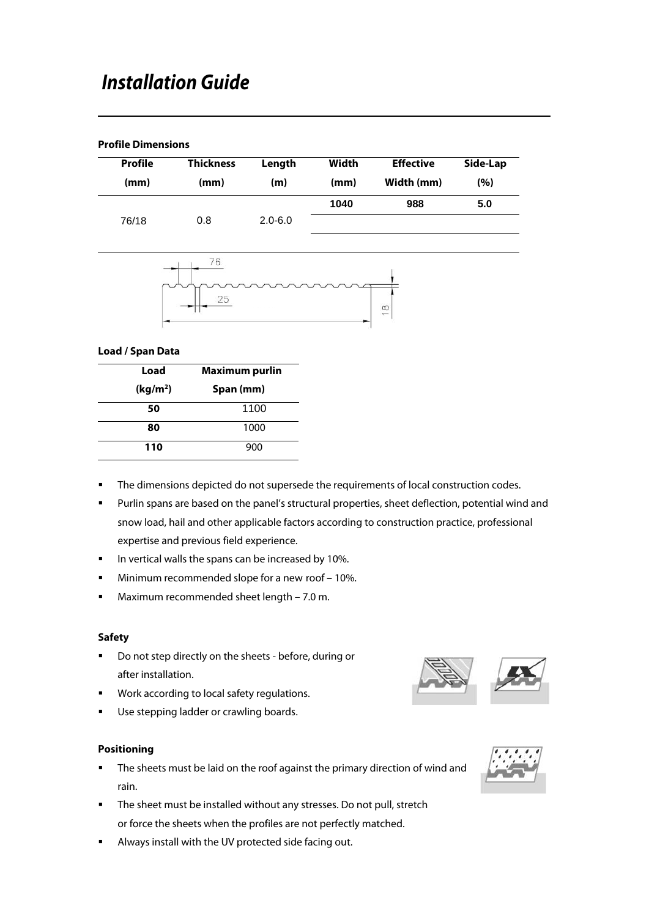# Installation Guide

### Profile Dimensions

| Profile (mm) | Thickness (mm) | Length (m) | Width (mm) | Effective Width (mm) | Side-Lap (%) |
|---|---|---|---|---|---|
| 76/18 | 0.8 | 2.0-6.0 | 1040 | 988 | 5.0 |

### Load / Span Data

| Load (kg/m²) | Maximum purlin Span (mm) |
|---|---|
| 50 | 1100 |
| 80 | 1000 |
| 110 | 900 |

- The dimensions depicted do not supersede the requirements of local construction codes.
- Purlin spans are based on the panel's structural properties, sheet deflection, potential wind and snow load, hail and other applicable factors according to construction practice, professional expertise and previous field experience.
- In vertical walls the spans can be increased by 10%.
- Minimum recommended slope for a new roof – 10%.
- Maximum recommended sheet length – 7.0 m.

### Safety

- Do not step directly on the sheets - before, during or after installation.
- Work according to local safety regulations.
- Use stepping ladder or crawling boards.

### Positioning

- The sheets must be laid on the roof against the primary direction of wind and rain.
- The sheet must be installed without any stresses. Do not pull, stretch or force the sheets when the profiles are not perfectly matched.
- Always install with the UV protected side facing out.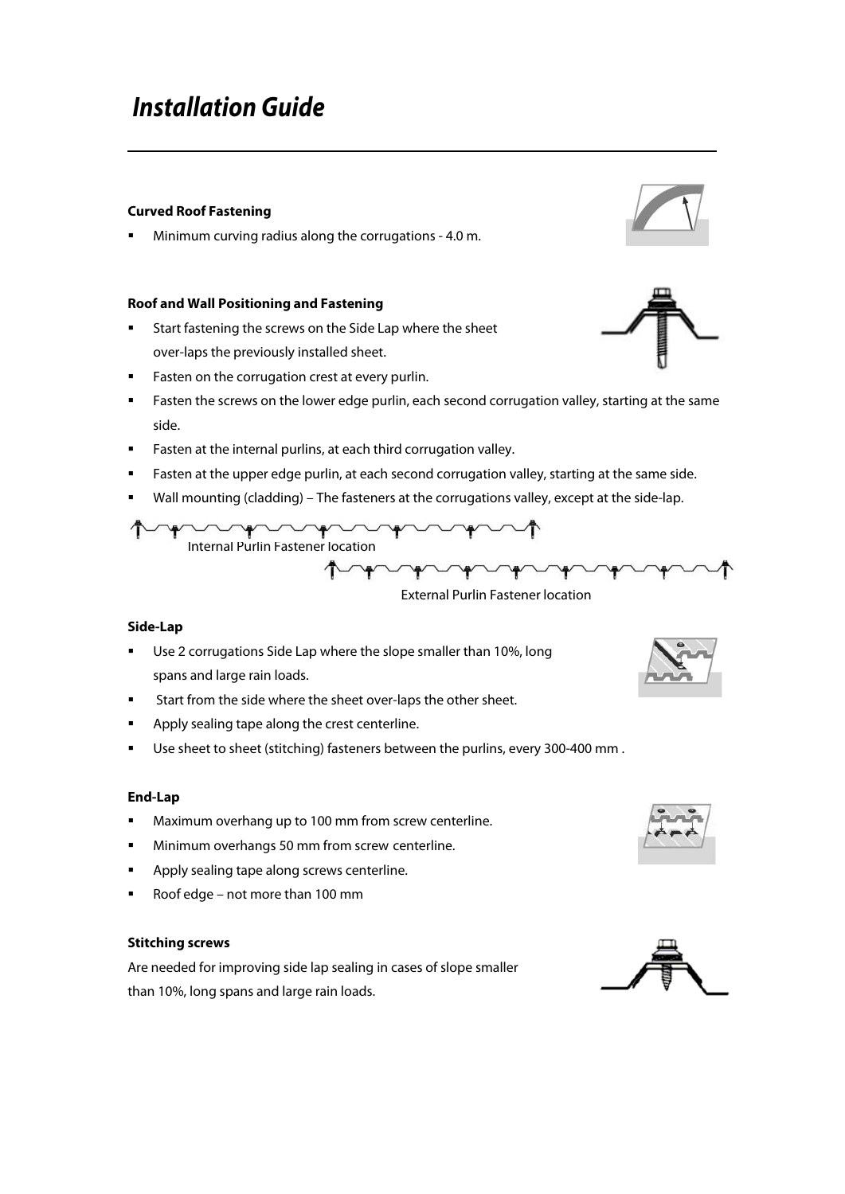# Installation Guide

**Curved Roof Fastening**

- Minimum curving radius along the corrugations - 4.0 m.

**Roof and Wall Positioning and Fastening**

- Start fastening the screws on the Side Lap where the sheet over-laps the previously installed sheet.
- Fasten on the corrugation crest at every purlin.
- Fasten the screws on the lower edge purlin, each second corrugation valley, starting at the same side.
- Fasten at the internal purlins, at each third corrugation valley.
- Fasten at the upper edge purlin, at each second corrugation valley, starting at the same side.
- Wall mounting (cladding) – The fasteners at the corrugations valley, except at the side-lap.

Internal Purlin Fastener location

External Purlin Fastener location

**Side-Lap**

- Use 2 corrugations Side Lap where the slope smaller than 10%, long spans and large rain loads.
- Start from the side where the sheet over-laps the other sheet.
- Apply sealing tape along the crest centerline.
- Use sheet to sheet (stitching) fasteners between the purlins, every 300-400 mm .

**End-Lap**

- Maximum overhang up to 100 mm from screw centerline.
- Minimum overhangs 50 mm from screw centerline.
- Apply sealing tape along screws centerline.
- Roof edge – not more than 100 mm

**Stitching screws**

Are needed for improving side lap sealing in cases of slope smaller than 10%, long spans and large rain loads.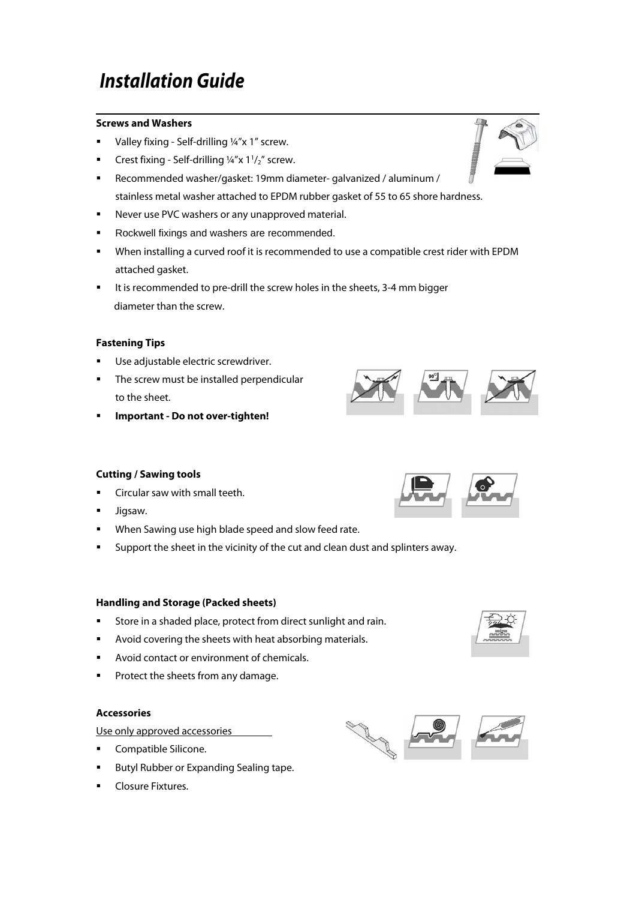# Installation Guide

**Screws and Washers**

- Valley fixing - Self-drilling ¼"x 1" screw.
- Crest fixing - Self-drilling ¼"x 1½" screw.
- Recommended washer/gasket: 19mm diameter- galvanized / aluminum / stainless metal washer attached to EPDM rubber gasket of 55 to 65 shore hardness.
- Never use PVC washers or any unapproved material.
- Rockwell fixings and washers are recommended.
- When installing a curved roof it is recommended to use a compatible crest rider with EPDM attached gasket.
- It is recommended to pre-drill the screw holes in the sheets, 3-4 mm bigger diameter than the screw.

**Fastening Tips**

- Use adjustable electric screwdriver.
- The screw must be installed perpendicular to the sheet.
- **Important - Do not over-tighten!**

**Cutting / Sawing tools**

- Circular saw with small teeth.
- Jigsaw.
- When Sawing use high blade speed and slow feed rate.
- Support the sheet in the vicinity of the cut and clean dust and splinters away.

**Handling and Storage (Packed sheets)**

- Store in a shaded place, protect from direct sunlight and rain.
- Avoid covering the sheets with heat absorbing materials.
- Avoid contact or environment of chemicals.
- Protect the sheets from any damage.

**Accessories**

Use only approved accessories

- Compatible Silicone.
- Butyl Rubber or Expanding Sealing tape.
- Closure Fixtures.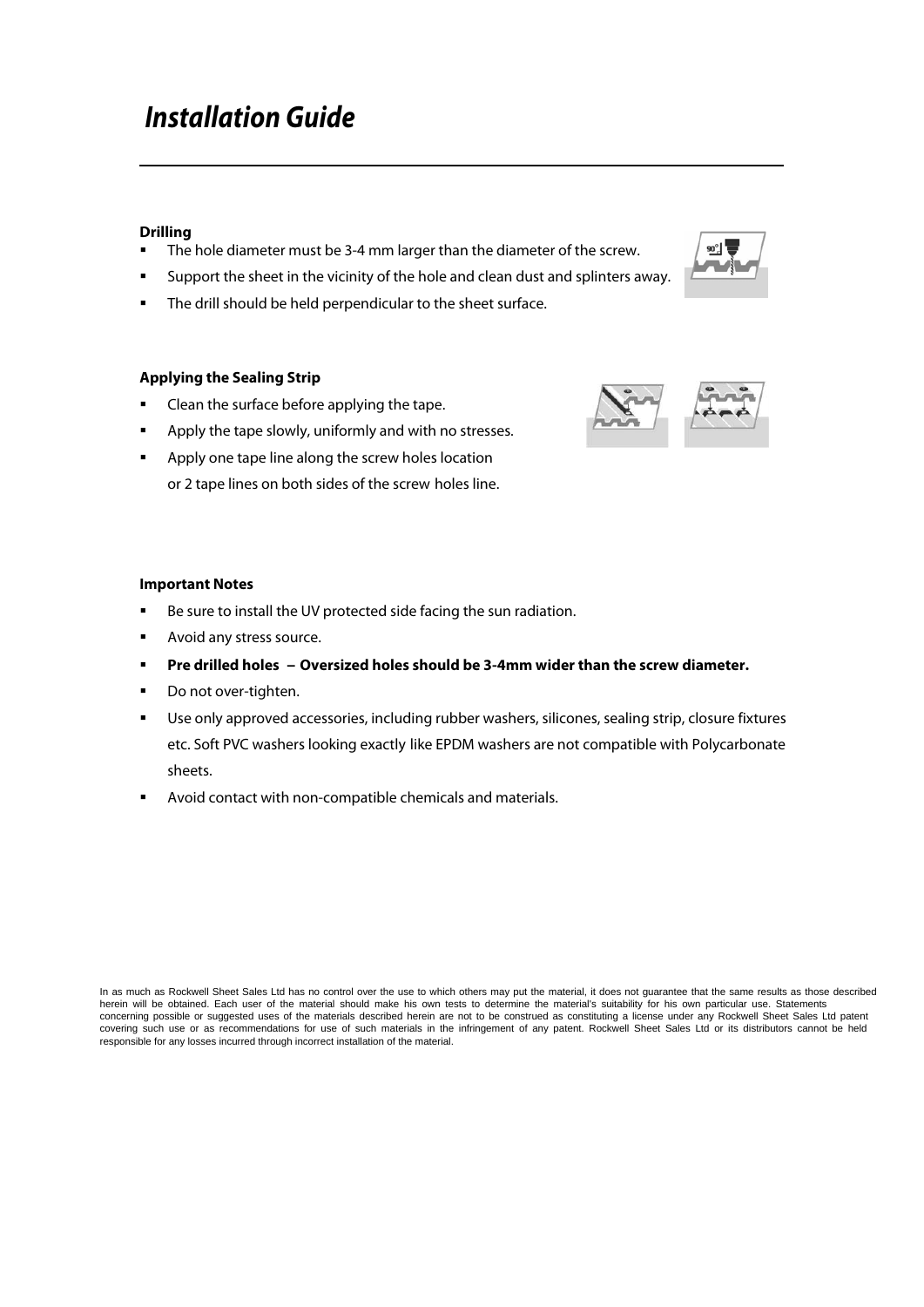# *Installation Guide*

**Drilling**

- The hole diameter must be 3-4 mm larger than the diameter of the screw.
- Support the sheet in the vicinity of the hole and clean dust and splinters away.
- The drill should be held perpendicular to the sheet surface.

**Applying the Sealing Strip**

- Clean the surface before applying the tape.
- Apply the tape slowly, uniformly and with no stresses.
- Apply one tape line along the screw holes location or 2 tape lines on both sides of the screw holes line.

**Important Notes**

- Be sure to install the UV protected side facing the sun radiation.
- Avoid any stress source.
- **Pre drilled holes – Oversized holes should be 3-4mm wider than the screw diameter.**
- Do not over-tighten.
- Use only approved accessories, including rubber washers, silicones, sealing strip, closure fixtures etc. Soft PVC washers looking exactly like EPDM washers are not compatible with Polycarbonate sheets.
- Avoid contact with non-compatible chemicals and materials.

In as much as Rockwell Sheet Sales Ltd has no control over the use to which others may put the material, it does not guarantee that the same results as those described herein will be obtained. Each user of the material should make his own tests to determine the material's suitability for his own particular use. Statements concerning possible or suggested uses of the materials described herein are not to be construed as constituting a license under any Rockwell Sheet Sales Ltd patent covering such use or as recommendations for use of such materials in the infringement of any patent. Rockwell Sheet Sales Ltd or its distributors cannot be held responsible for any losses incurred through incorrect installation of the material.